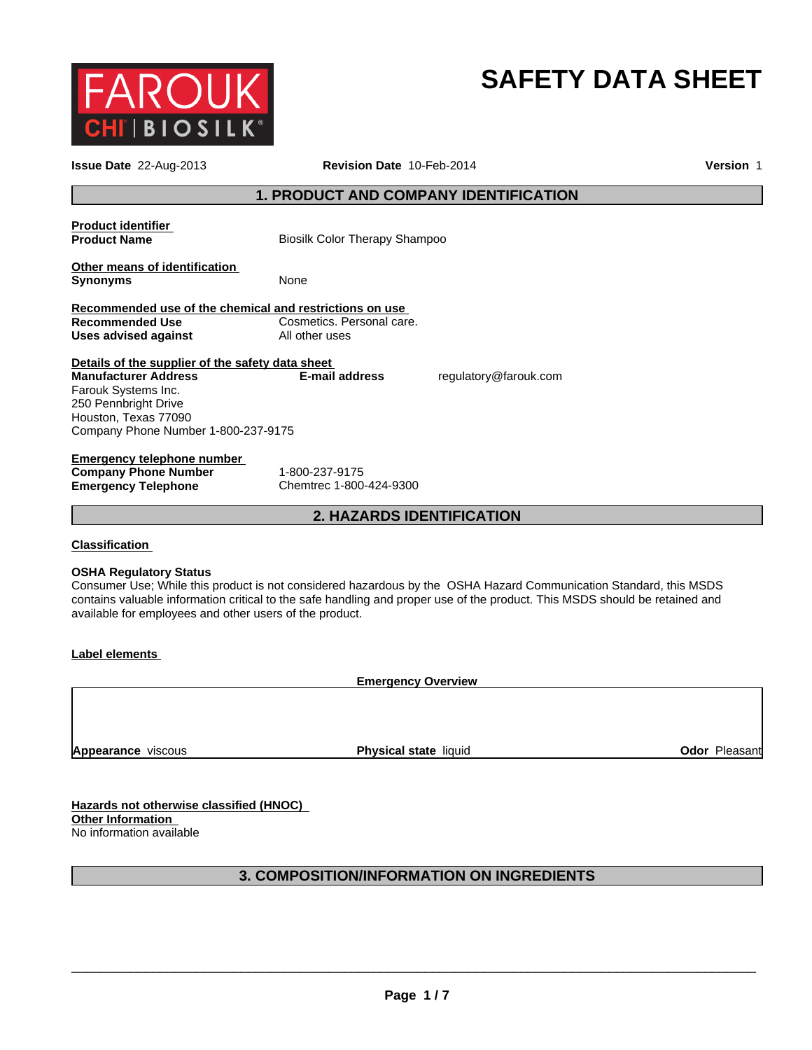# SAFETY DATA SHEET

**Issue Date** 22-Aug-2013 **Revision Date** 10-Feb-2014 **Version** 1

## 1. PRODUCT AND COMPANY IDENTIFICATION

**Product identifier**

**Product Name** Biosilk Color Therapy Shampoo

**Other means of identification**

**Synonyms** None

**Recommended use of the chemical and restrictions on use**

**Recommended Use** Cosmetics. Personal care.

**Uses advised against** All other uses

**Details of the supplier of the safety data sheet**

**Manufacturer Address**
Farouk Systems Inc.
250 Pennbright Drive
Houston, Texas 77090
Company Phone Number 1-800-237-9175

**E-mail address** regulatory@farouk.com

**Emergency telephone number**

**Company Phone Number** 1-800-237-9175

**Emergency Telephone** Chemtrec 1-800-424-9300

## 2. HAZARDS IDENTIFICATION

**Classification**

**OSHA Regulatory Status**

Consumer Use; While this product is not considered hazardous by the OSHA Hazard Communication Standard, this MSDS contains valuable information critical to the safe handling and proper use of the product. This MSDS should be retained and available for employees and other users of the product.

**Label elements**

**Emergency Overview**

| **Appearance** viscous | **Physical state** liquid | **Odor** Pleasant |
|---|---|---|

**Hazards not otherwise classified (HNOC)**

**Other Information**

No information available

## 3. COMPOSITION/INFORMATION ON INGREDIENTS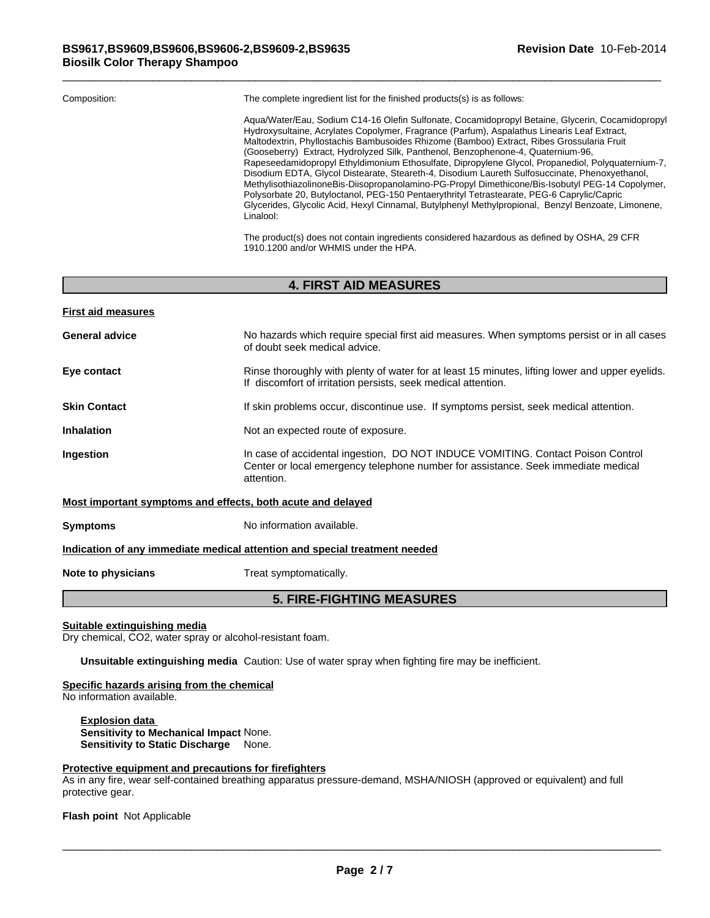Composition: The complete ingredient list for the finished products(s) is as follows:

Aqua/Water/Eau, Sodium C14-16 Olefin Sulfonate, Cocamidopropyl Betaine, Glycerin, Cocamidopropyl Hydroxysultaine, Acrylates Copolymer, Fragrance (Parfum), Aspalathus Linearis Leaf Extract, Maltodextrin, Phyllostachis Bambusoides Rhizome (Bamboo) Extract, Ribes Grossularia Fruit (Gooseberry) Extract, Hydrolyzed Silk, Panthenol, Benzophenone-4, Quaternium-96, Rapeseedamidopropyl Ethyldimonium Ethosulfate, Dipropylene Glycol, Propanediol, Polyquaternium-7, Disodium EDTA, Glycol Distearate, Steareth-4, Disodium Laureth Sulfosuccinate, Phenoxyethanol, MethylisothiazolinoneBis-Diisopropanolamino-PG-Propyl Dimethicone/Bis-Isobutyl PEG-14 Copolymer, Polysorbate 20, Butyloctanol, PEG-150 Pentaerythrityl Tetrastearate, PEG-6 Caprylic/Capric Glycerides, Glycolic Acid, Hexyl Cinnamal, Butylphenyl Methylpropional, Benzyl Benzoate, Limonene, Linalool:

The product(s) does not contain ingredients considered hazardous as defined by OSHA, 29 CFR 1910.1200 and/or WHMIS under the HPA.

## 4. FIRST AID MEASURES

**First aid measures**

**General advice** No hazards which require special first aid measures. When symptoms persist or in all cases of doubt seek medical advice.

**Eye contact** Rinse thoroughly with plenty of water for at least 15 minutes, lifting lower and upper eyelids. If discomfort of irritation persists, seek medical attention.

**Skin Contact** If skin problems occur, discontinue use. If symptoms persist, seek medical attention.

**Inhalation** Not an expected route of exposure.

**Ingestion** In case of accidental ingestion, DO NOT INDUCE VOMITING. Contact Poison Control Center or local emergency telephone number for assistance. Seek immediate medical attention.

**Most important symptoms and effects, both acute and delayed**

**Symptoms** No information available.

**Indication of any immediate medical attention and special treatment needed**

**Note to physicians** Treat symptomatically.

## 5. FIRE-FIGHTING MEASURES

**Suitable extinguishing media**
Dry chemical, $CO_2$, water spray or alcohol-resistant foam.

**Unsuitable extinguishing media** Caution: Use of water spray when fighting fire may be inefficient.

**Specific hazards arising from the chemical**
No information available.

**Explosion data**
**Sensitivity to Mechanical Impact** None.
**Sensitivity to Static Discharge** None.

**Protective equipment and precautions for firefighters**
As in any fire, wear self-contained breathing apparatus pressure-demand, MSHA/NIOSH (approved or equivalent) and full protective gear.

**Flash point** Not Applicable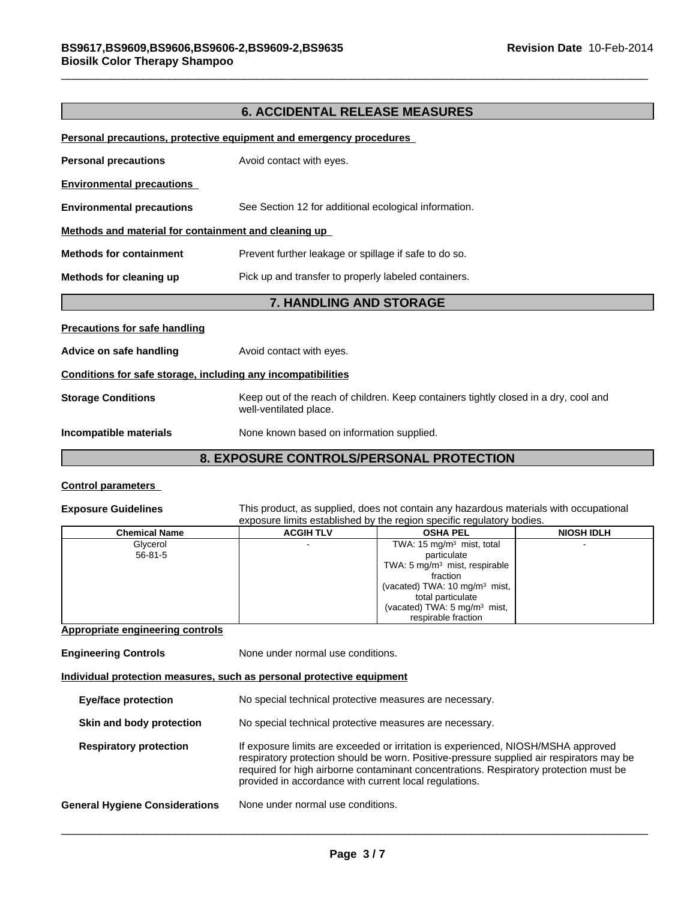## 6. ACCIDENTAL RELEASE MEASURES

**Personal precautions, protective equipment and emergency procedures**

**Personal precautions** Avoid contact with eyes.

**Environmental precautions**

**Environmental precautions** See Section 12 for additional ecological information.

**Methods and material for containment and cleaning up**

**Methods for containment** Prevent further leakage or spillage if safe to do so.

**Methods for cleaning up** Pick up and transfer to properly labeled containers.

## 7. HANDLING AND STORAGE

**Precautions for safe handling**

**Advice on safe handling** Avoid contact with eyes.

**Conditions for safe storage, including any incompatibilities**

**Storage Conditions** Keep out of the reach of children. Keep containers tightly closed in a dry, cool and well-ventilated place.

**Incompatible materials** None known based on information supplied.

## 8. EXPOSURE CONTROLS/PERSONAL PROTECTION

**Control parameters**

**Exposure Guidelines** This product, as supplied, does not contain any hazardous materials with occupational exposure limits established by the region specific regulatory bodies.

| Chemical Name | ACGIH TLV | OSHA PEL | NIOSH IDLH |
|---|---|---|---|
| Glycerol<br>56-81-5 | - | TWA: 15 mg/m³ mist, total particulate<br>TWA: 5 mg/m³ mist, respirable fraction<br>(vacated) TWA: 10 mg/m³ mist, total particulate<br>(vacated) TWA: 5 mg/m³ mist, respirable fraction | - |

**Appropriate engineering controls**

**Engineering Controls** None under normal use conditions.

**Individual protection measures, such as personal protective equipment**

**Eye/face protection** No special technical protective measures are necessary.

**Skin and body protection** No special technical protective measures are necessary.

**Respiratory protection** If exposure limits are exceeded or irritation is experienced, NIOSH/MSHA approved respiratory protection should be worn. Positive-pressure supplied air respirators may be required for high airborne contaminant concentrations. Respiratory protection must be provided in accordance with current local regulations.

**General Hygiene Considerations** None under normal use conditions.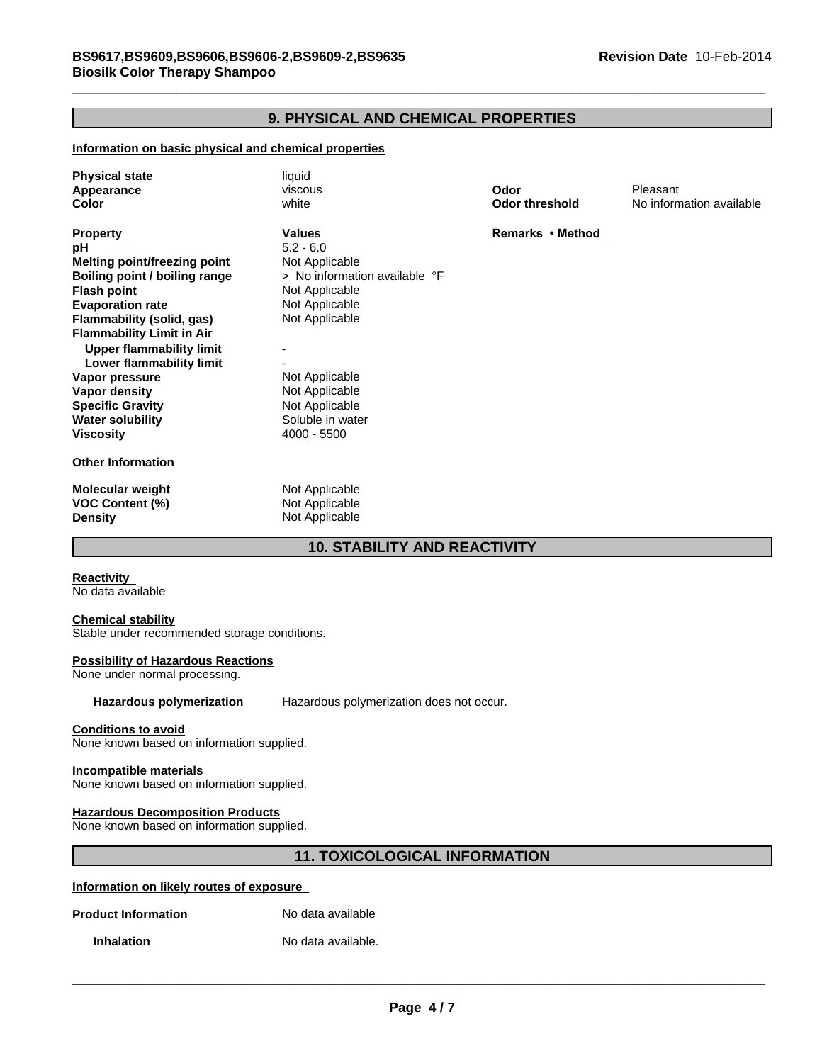## 9. PHYSICAL AND CHEMICAL PROPERTIES

### Information on basic physical and chemical properties

| | | | |
|---|---|---|---|
| **Physical state** | liquid | | |
| **Appearance** | viscous | **Odor** | Pleasant |
| **Color** | white | **Odor threshold** | No information available |

| **Property** | **Values** | **Remarks • Method** |
|---|---|---|
| **pH** | 5.2 - 6.0 | |
| **Melting point/freezing point** | Not Applicable | |
| **Boiling point / boiling range** | > No information available °F | |
| **Flash point** | Not Applicable | |
| **Evaporation rate** | Not Applicable | |
| **Flammability (solid, gas)** | Not Applicable | |
| **Flammability Limit in Air** | | |
| **Upper flammability limit** | - | |
| **Lower flammability limit** | - | |
| **Vapor pressure** | Not Applicable | |
| **Vapor density** | Not Applicable | |
| **Specific Gravity** | Not Applicable | |
| **Water solubility** | Soluble in water | |
| **Viscosity** | 4000 - 5500 | |

### Other Information

| | |
|---|---|
| **Molecular weight** | Not Applicable |
| **VOC Content (%)** | Not Applicable |
| **Density** | Not Applicable |

## 10. STABILITY AND REACTIVITY

**Reactivity**
No data available

**Chemical stability**
Stable under recommended storage conditions.

**Possibility of Hazardous Reactions**
None under normal processing.

**Hazardous polymerization** Hazardous polymerization does not occur.

**Conditions to avoid**
None known based on information supplied.

**Incompatible materials**
None known based on information supplied.

**Hazardous Decomposition Products**
None known based on information supplied.

## 11. TOXICOLOGICAL INFORMATION

### Information on likely routes of exposure

**Product Information** No data available

**Inhalation** No data available.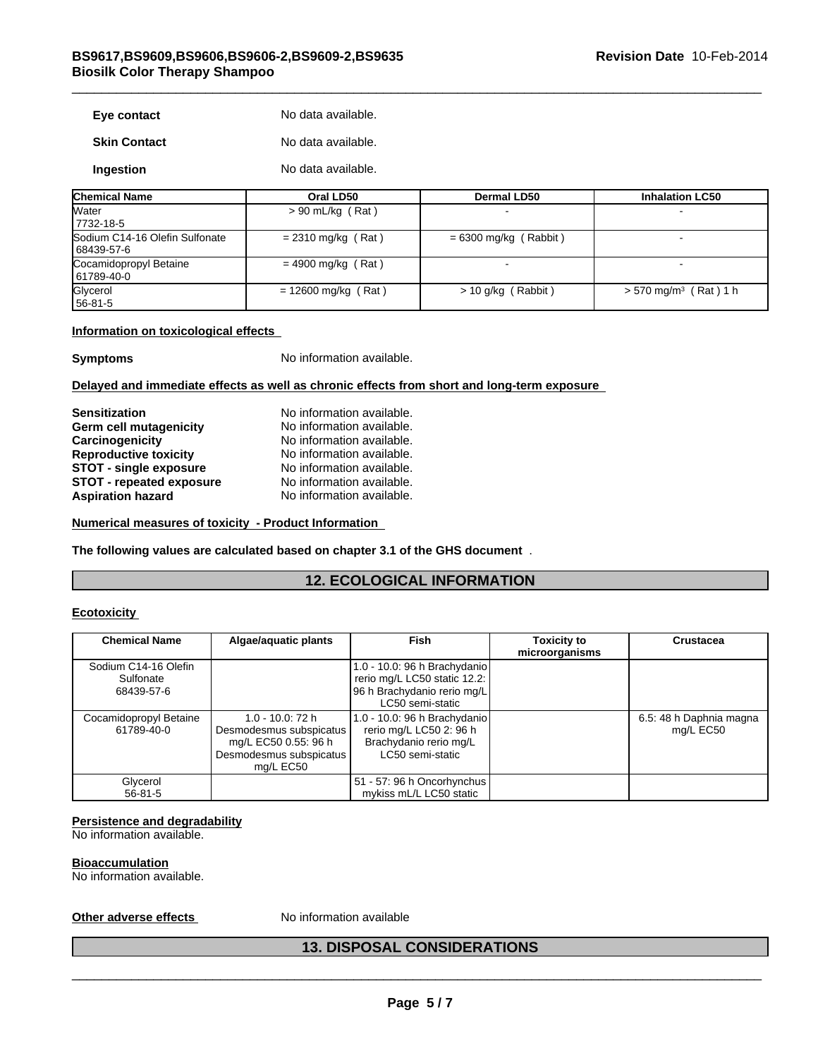**Eye contact** No data available.

**Skin Contact** No data available.

**Ingestion** No data available.

| Chemical Name | Oral LD50 | Dermal LD50 | Inhalation LC50 |
|---|---|---|---|
| Water 7732-18-5 | > 90 mL/kg ( Rat ) | - | - |
| Sodium C14-16 Olefin Sulfonate 68439-57-6 | = 2310 mg/kg ( Rat ) | = 6300 mg/kg ( Rabbit ) | - |
| Cocamidopropyl Betaine 61789-40-0 | = 4900 mg/kg ( Rat ) | - | - |
| Glycerol 56-81-5 | = 12600 mg/kg ( Rat ) | > 10 g/kg ( Rabbit ) | > 570 mg/m$^3$ ( Rat ) 1 h |

**Information on toxicological effects**

**Symptoms** No information available.

**Delayed and immediate effects as well as chronic effects from short and long-term exposure**

**Sensitization** No information available.
**Germ cell mutagenicity** No information available.
**Carcinogenicity** No information available.
**Reproductive toxicity** No information available.
**STOT - single exposure** No information available.
**STOT - repeated exposure** No information available.
**Aspiration hazard** No information available.

**Numerical measures of toxicity - Product Information**

**The following values are calculated based on chapter 3.1 of the GHS document** .

## 12. ECOLOGICAL INFORMATION

**Ecotoxicity**

| Chemical Name | Algae/aquatic plants | Fish | Toxicity to microorganisms | Crustacea |
|---|---|---|---|---|
| Sodium C14-16 Olefin Sulfonate 68439-57-6 | | 1.0 - 10.0: 96 h Brachydanio rerio mg/L LC50 static 12.2: 96 h Brachydanio rerio mg/L LC50 semi-static | | |
| Cocamidopropyl Betaine 61789-40-0 | 1.0 - 10.0: 72 h Desmodesmus subspicatus mg/L EC50 0.55: 96 h Desmodesmus subspicatus mg/L EC50 | 1.0 - 10.0: 96 h Brachydanio rerio mg/L LC50 2: 96 h Brachydanio rerio mg/L LC50 semi-static | | 6.5: 48 h Daphnia magna mg/L EC50 |
| Glycerol 56-81-5 | | 51 - 57: 96 h Oncorhynchus mykiss mL/L LC50 static | | |

**Persistence and degradability**
No information available.

**Bioaccumulation**
No information available.

**Other adverse effects** No information available

## 13. DISPOSAL CONSIDERATIONS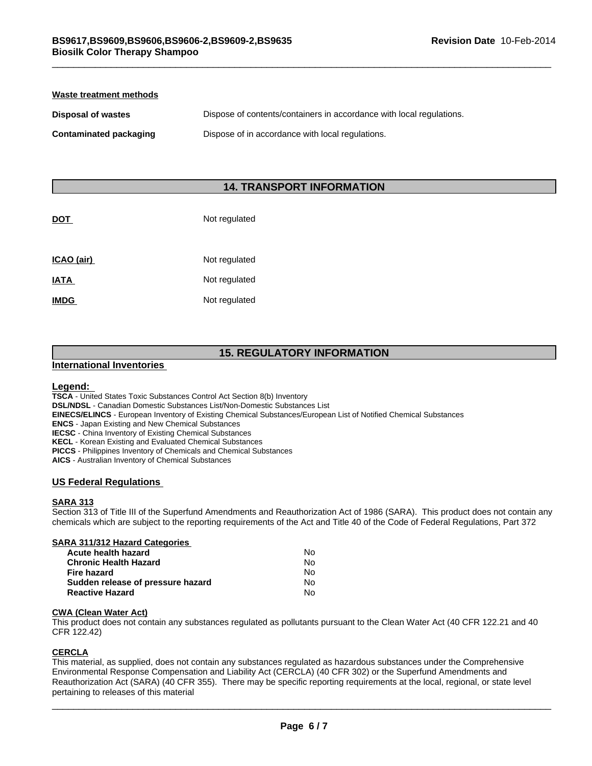**Waste treatment methods**

| | |
|---|---|
| **Disposal of wastes** | Dispose of contents/containers in accordance with local regulations. |
| **Contaminated packaging** | Dispose of in accordance with local regulations. |

## 14. TRANSPORT INFORMATION

| | |
|---|---|
| **DOT** | Not regulated |
| **ICAO (air)** | Not regulated |
| **IATA** | Not regulated |
| **IMDG** | Not regulated |

## 15. REGULATORY INFORMATION

**International Inventories**

**Legend:**

**TSCA** - United States Toxic Substances Control Act Section 8(b) Inventory
**DSL/NDSL** - Canadian Domestic Substances List/Non-Domestic Substances List
**EINECS/ELINCS** - European Inventory of Existing Chemical Substances/European List of Notified Chemical Substances
**ENCS** - Japan Existing and New Chemical Substances
**IECSC** - China Inventory of Existing Chemical Substances
**KECL** - Korean Existing and Evaluated Chemical Substances
**PICCS** - Philippines Inventory of Chemicals and Chemical Substances
**AICS** - Australian Inventory of Chemical Substances

**US Federal Regulations**

**SARA 313**

Section 313 of Title III of the Superfund Amendments and Reauthorization Act of 1986 (SARA). This product does not contain any chemicals which are subject to the reporting requirements of the Act and Title 40 of the Code of Federal Regulations, Part 372

**SARA 311/312 Hazard Categories**

| | |
|---|---|
| **Acute health hazard** | No |
| **Chronic Health Hazard** | No |
| **Fire hazard** | No |
| **Sudden release of pressure hazard** | No |
| **Reactive Hazard** | No |

**CWA (Clean Water Act)**

This product does not contain any substances regulated as pollutants pursuant to the Clean Water Act (40 CFR 122.21 and 40 CFR 122.42)

**CERCLA**

This material, as supplied, does not contain any substances regulated as hazardous substances under the Comprehensive Environmental Response Compensation and Liability Act (CERCLA) (40 CFR 302) or the Superfund Amendments and Reauthorization Act (SARA) (40 CFR 355). There may be specific reporting requirements at the local, regional, or state level pertaining to releases of this material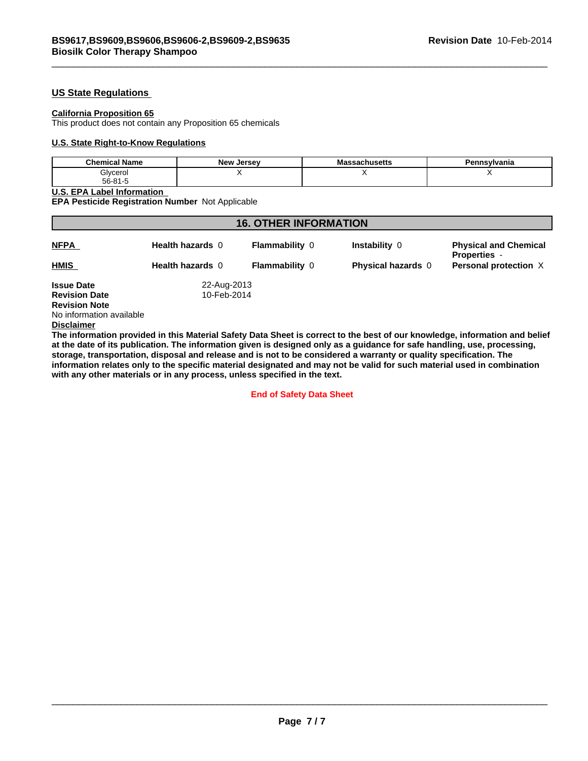## US State Regulations

### California Proposition 65

This product does not contain any Proposition 65 chemicals

### U.S. State Right-to-Know Regulations

| Chemical Name | New Jersey | Massachusetts | Pennsylvania |
|---|---|---|---|
| Glycerol<br>56-81-5 | X | X | X |

### U.S. EPA Label Information

**EPA Pesticide Registration Number** Not Applicable

## 16. OTHER INFORMATION

| | | | | |
|---|---|---|---|---|
| **NFPA** | **Health hazards** 0 | **Flammability** 0 | **Instability** 0 | **Physical and Chemical Properties** - |
| **HMIS** | **Health hazards** 0 | **Flammability** 0 | **Physical hazards** 0 | **Personal protection** X |

**Issue Date** 22-Aug-2013

**Revision Date** 10-Feb-2014

**Revision Note**

No information available

**Disclaimer**

**The information provided in this Material Safety Data Sheet is correct to the best of our knowledge, information and belief at the date of its publication. The information given is designed only as a guidance for safe handling, use, processing, storage, transportation, disposal and release and is not to be considered a warranty or quality specification. The information relates only to the specific material designated and may not be valid for such material used in combination with any other materials or in any process, unless specified in the text.**

**End of Safety Data Sheet**